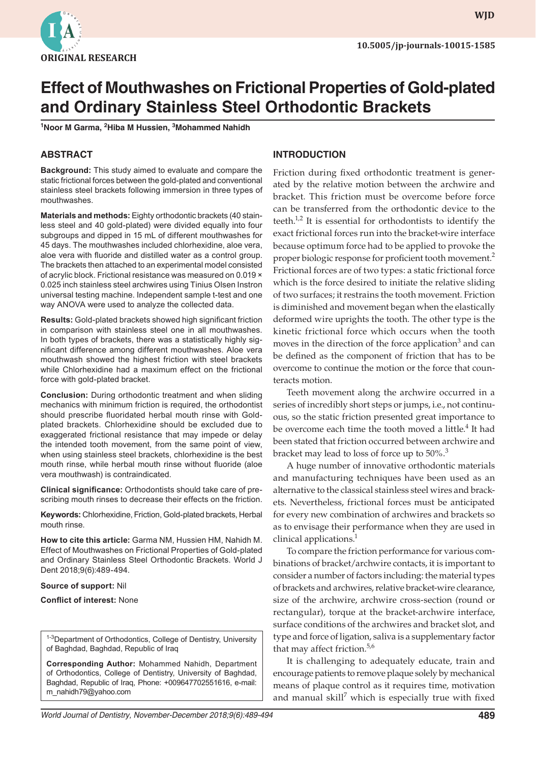ORIGINAL RESEARCH

10.5005/jp-journals-10015-1585

# Effect of Mouthwashes on Frictional Properties of Gold-plated and Ordinary Stainless Steel Orthodontic Brackets

[1]Noor M Garma, [2]Hiba M Hussien, [3]Mohammed Nahidh

## ABSTRACT

**Background:** This study aimed to evaluate and compare the static frictional forces between the gold-plated and conventional stainless steel brackets following immersion in three types of mouthwashes.

**Materials and methods:** Eighty orthodontic brackets (40 stainless steel and 40 gold-plated) were divided equally into four subgroups and dipped in 15 mL of different mouthwashes for 45 days. The mouthwashes included chlorhexidine, aloe vera, aloe vera with fluoride and distilled water as a control group. The brackets then attached to an experimental model consisted of acrylic block. Frictional resistance was measured on 0.019 × 0.025 inch stainless steel archwires using Tinius Olsen Instron universal testing machine. Independent sample t-test and one way ANOVA were used to analyze the collected data.

**Results:** Gold-plated brackets showed high significant friction in comparison with stainless steel one in all mouthwashes. In both types of brackets, there was a statistically highly significant difference among different mouthwashes. Aloe vera mouthwash showed the highest friction with steel brackets while Chlorhexidine had a maximum effect on the frictional force with gold-plated bracket.

**Conclusion:** During orthodontic treatment and when sliding mechanics with minimum friction is required, the orthodontist should prescribe fluoridated herbal mouth rinse with Gold-plated brackets. Chlorhexidine should be excluded due to exaggerated frictional resistance that may impede or delay the intended tooth movement, from the same point of view, when using stainless steel brackets, chlorhexidine is the best mouth rinse, while herbal mouth rinse without fluoride (aloe vera mouthwash) is contraindicated.

**Clinical significance:** Orthodontists should take care of prescribing mouth rinses to decrease their effects on the friction.

**Keywords:** Chlorhexidine, Friction, Gold-plated brackets, Herbal mouth rinse.

**How to cite this article:** Garma NM, Hussien HM, Nahidh M. Effect of Mouthwashes on Frictional Properties of Gold-plated and Ordinary Stainless Steel Orthodontic Brackets. World J Dent 2018;9(6):489-494.

**Source of support:** Nil

**Conflict of interest:** None

[1-3]Department of Orthodontics, College of Dentistry, University of Baghdad, Baghdad, Republic of Iraq

**Corresponding Author:** Mohammed Nahidh, Department of Orthodontics, College of Dentistry, University of Baghdad, Baghdad, Republic of Iraq, Phone: +009647702551616, e-mail: m_nahidh79@yahoo.com

## INTRODUCTION

Friction during fixed orthodontic treatment is generated by the relative motion between the archwire and bracket. This friction must be overcome before force can be transferred from the orthodontic device to the teeth.[1,2] It is essential for orthodontists to identify the exact frictional forces run into the bracket-wire interface because optimum force had to be applied to provoke the proper biologic response for proficient tooth movement.[2] Frictional forces are of two types: a static frictional force which is the force desired to initiate the relative sliding of two surfaces; it restrains the tooth movement. Friction is diminished and movement began when the elastically deformed wire uprights the tooth. The other type is the kinetic frictional force which occurs when the tooth moves in the direction of the force application[3] and can be defined as the component of friction that has to be overcome to continue the motion or the force that counteracts motion.

Teeth movement along the archwire occurred in a series of incredibly short steps or jumps, i.e., not continuous, so the static friction presented great importance to be overcome each time the tooth moved a little.[4] It had been stated that friction occurred between archwire and bracket may lead to loss of force up to 50%.[3]

A huge number of innovative orthodontic materials and manufacturing techniques have been used as an alternative to the classical stainless steel wires and brackets. Nevertheless, frictional forces must be anticipated for every new combination of archwires and brackets so as to envisage their performance when they are used in clinical applications.[1]

To compare the friction performance for various combinations of bracket/archwire contacts, it is important to consider a number of factors including: the material types of brackets and archwires, relative bracket-wire clearance, size of the archwire, archwire cross-section (round or rectangular), torque at the bracket-archwire interface, surface conditions of the archwires and bracket slot, and type and force of ligation, saliva is a supplementary factor that may affect friction.[5,6]

It is challenging to adequately educate, train and encourage patients to remove plaque solely by mechanical means of plaque control as it requires time, motivation and manual skill[7] which is especially true with fixed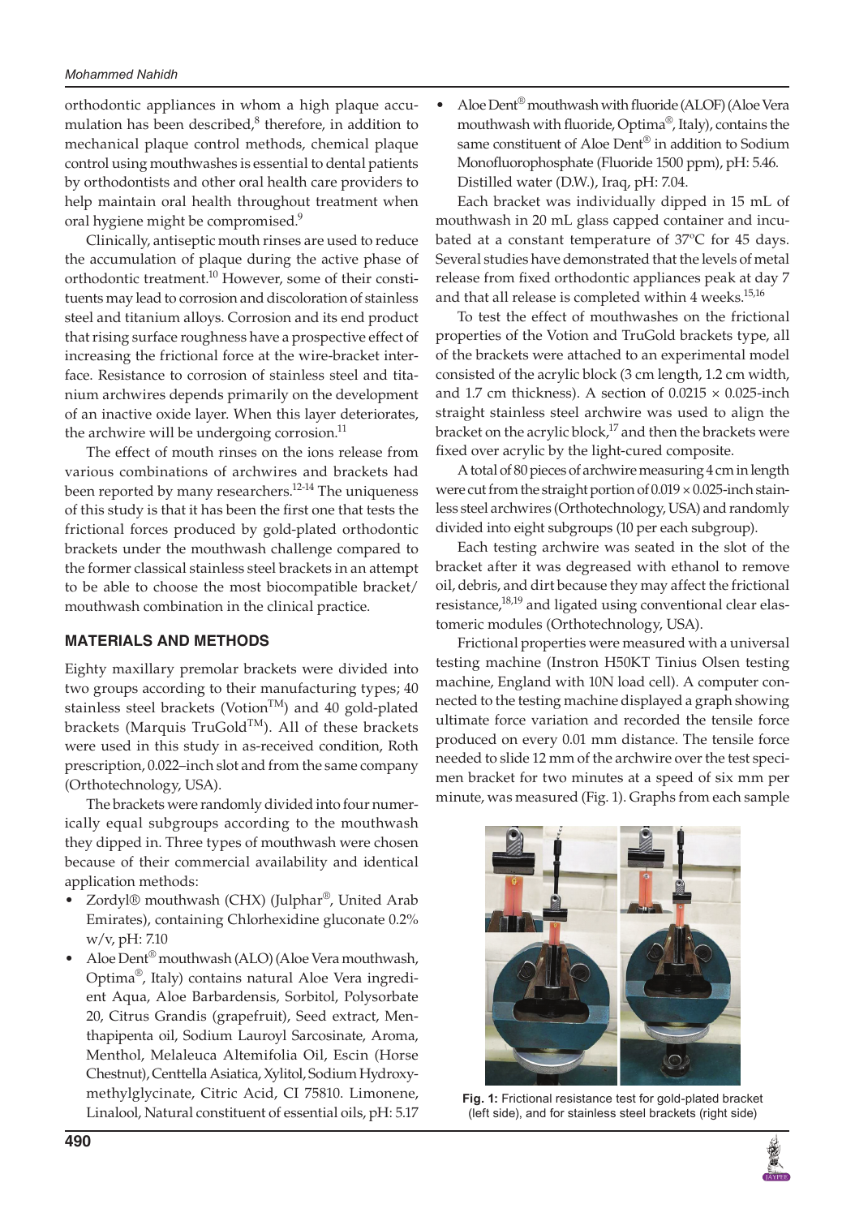orthodontic appliances in whom a high plaque accumulation has been described,[8] therefore, in addition to mechanical plaque control methods, chemical plaque control using mouthwashes is essential to dental patients by orthodontists and other oral health care providers to help maintain oral health throughout treatment when oral hygiene might be compromised.[9]

Clinically, antiseptic mouth rinses are used to reduce the accumulation of plaque during the active phase of orthodontic treatment.[10] However, some of their constituents may lead to corrosion and discoloration of stainless steel and titanium alloys. Corrosion and its end product that rising surface roughness have a prospective effect of increasing the frictional force at the wire-bracket interface. Resistance to corrosion of stainless steel and titanium archwires depends primarily on the development of an inactive oxide layer. When this layer deteriorates, the archwire will be undergoing corrosion.[11]

The effect of mouth rinses on the ions release from various combinations of archwires and brackets had been reported by many researchers.[12-14] The uniqueness of this study is that it has been the first one that tests the frictional forces produced by gold-plated orthodontic brackets under the mouthwash challenge compared to the former classical stainless steel brackets in an attempt to be able to choose the most biocompatible bracket/mouthwash combination in the clinical practice.

## MATERIALS AND METHODS

Eighty maxillary premolar brackets were divided into two groups according to their manufacturing types; 40 stainless steel brackets (Votion™) and 40 gold-plated brackets (Marquis TruGold™). All of these brackets were used in this study in as-received condition, Roth prescription, 0.022–inch slot and from the same company (Orthotechnology, USA).

The brackets were randomly divided into four numerically equal subgroups according to the mouthwash they dipped in. Three types of mouthwash were chosen because of their commercial availability and identical application methods:

- Zordyl® mouthwash (CHX) (Julphar®, United Arab Emirates), containing Chlorhexidine gluconate 0.2% w/v, pH: 7.10
- Aloe Dent® mouthwash (ALO) (Aloe Vera mouthwash, Optima®, Italy) contains natural Aloe Vera ingredient Aqua, Aloe Barbardensis, Sorbitol, Polysorbate 20, Citrus Grandis (grapefruit), Seed extract, Menthapipenta oil, Sodium Lauroyl Sarcosinate, Aroma, Menthol, Melaleuca Altemifolia Oil, Escin (Horse Chestnut), Centtella Asiatica, Xylitol, Sodium Hydroxymethylglycinate, Citric Acid, CI 75810. Limonene, Linalool, Natural constituent of essential oils, pH: 5.17
- Aloe Dent® mouthwash with fluoride (ALOF) (Aloe Vera mouthwash with fluoride, Optima®, Italy), contains the same constituent of Aloe Dent® in addition to Sodium Monofluorophosphate (Fluoride 1500 ppm), pH: 5.46. Distilled water (D.W.), Iraq, pH: 7.04.

Each bracket was individually dipped in 15 mL of mouthwash in 20 mL glass capped container and incubated at a constant temperature of 37ºC for 45 days. Several studies have demonstrated that the levels of metal release from fixed orthodontic appliances peak at day 7 and that all release is completed within 4 weeks.[15,16]

To test the effect of mouthwashes on the frictional properties of the Votion and TruGold brackets type, all of the brackets were attached to an experimental model consisted of the acrylic block (3 cm length, 1.2 cm width, and 1.7 cm thickness). A section of 0.0215 × 0.025-inch straight stainless steel archwire was used to align the bracket on the acrylic block,[17] and then the brackets were fixed over acrylic by the light-cured composite.

A total of 80 pieces of archwire measuring 4 cm in length were cut from the straight portion of 0.019 × 0.025-inch stainless steel archwires (Orthotechnology, USA) and randomly divided into eight subgroups (10 per each subgroup).

Each testing archwire was seated in the slot of the bracket after it was degreased with ethanol to remove oil, debris, and dirt because they may affect the frictional resistance,[18,19] and ligated using conventional clear elastomeric modules (Orthotechnology, USA).

Frictional properties were measured with a universal testing machine (Instron H50KT Tinius Olsen testing machine, England with 10N load cell). A computer connected to the testing machine displayed a graph showing ultimate force variation and recorded the tensile force produced on every 0.01 mm distance. The tensile force needed to slide 12 mm of the archwire over the test specimen bracket for two minutes at a speed of six mm per minute, was measured (Fig. 1). Graphs from each sample

**Fig. 1:** Frictional resistance test for gold-plated bracket (left side), and for stainless steel brackets (right side)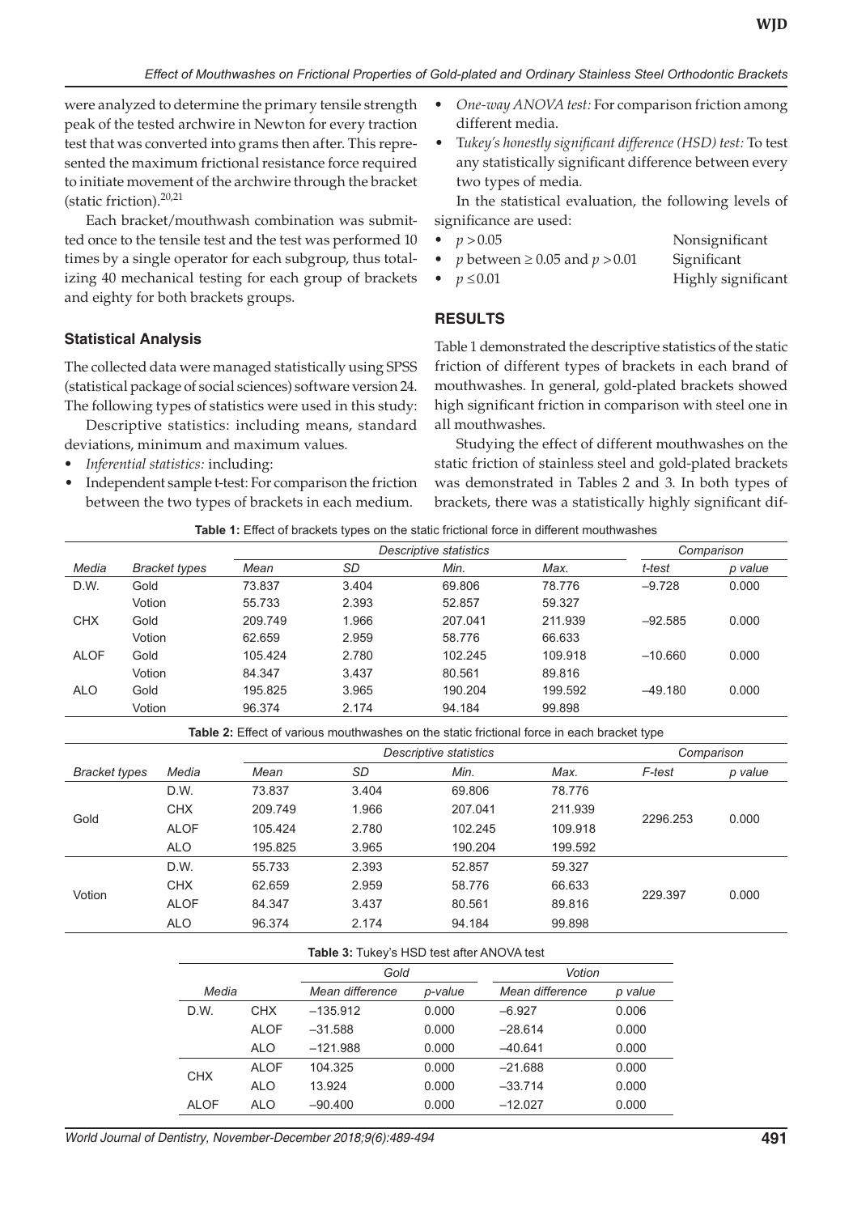were analyzed to determine the primary tensile strength peak of the tested archwire in Newton for every traction test that was converted into grams then after. This represented the maximum frictional resistance force required to initiate movement of the archwire through the bracket (static friction).[20,21]

Each bracket/mouthwash combination was submitted once to the tensile test and the test was performed 10 times by a single operator for each subgroup, thus totalizing 40 mechanical testing for each group of brackets and eighty for both brackets groups.

### Statistical Analysis

The collected data were managed statistically using SPSS (statistical package of social sciences) software version 24. The following types of statistics were used in this study:

Descriptive statistics: including means, standard deviations, minimum and maximum values.

- *Inferential statistics:* including:
- Independent sample t-test: For comparison the friction between the two types of brackets in each medium.
- *One-way ANOVA test:* For comparison friction among different media.
- T*ukey's honestly significant difference (HSD) test:* To test any statistically significant difference between every two types of media.

In the statistical evaluation, the following levels of significance are used:

- $p > 0.05$ Nonsignificant
- $p$ between $\geq 0.05$ and $p > 0.01$ Significant
- $p \leq 0.01$ Highly significant

## RESULTS

Table 1 demonstrated the descriptive statistics of the static friction of different types of brackets in each brand of mouthwashes. In general, gold-plated brackets showed high significant friction in comparison with steel one in all mouthwashes.

Studying the effect of different mouthwashes on the static friction of stainless steel and gold-plated brackets was demonstrated in Tables 2 and 3. In both types of brackets, there was a statistically highly significant dif-

**Table 1:** Effect of brackets types on the static frictional force in different mouthwashes

| | | Descriptive statistics | | | | Comparison | |
|---|---|---|---|---|---|---|---|
| *Media* | *Bracket types* | *Mean* | *SD* | *Min.* | *Max.* | *t-test* | *p value* |
| D.W. | Gold | 73.837 | 3.404 | 69.806 | 78.776 | –9.728 | 0.000 |
| | Votion | 55.733 | 2.393 | 52.857 | 59.327 | | |
| CHX | Gold | 209.749 | 1.966 | 207.041 | 211.939 | –92.585 | 0.000 |
| | Votion | 62.659 | 2.959 | 58.776 | 66.633 | | |
| ALOF | Gold | 105.424 | 2.780 | 102.245 | 109.918 | –10.660 | 0.000 |
| | Votion | 84.347 | 3.437 | 80.561 | 89.816 | | |
| ALO | Gold | 195.825 | 3.965 | 190.204 | 199.592 | –49.180 | 0.000 |
| | Votion | 96.374 | 2.174 | 94.184 | 99.898 | | |

**Table 2:** Effect of various mouthwashes on the static frictional force in each bracket type

| | | Descriptive statistics | | | | Comparison | |
|---|---|---|---|---|---|---|---|
| *Bracket types* | *Media* | *Mean* | *SD* | *Min.* | *Max.* | *F-test* | *p value* |
| Gold | D.W. | 73.837 | 3.404 | 69.806 | 78.776 | 2296.253 | 0.000 |
| | CHX | 209.749 | 1.966 | 207.041 | 211.939 | | |
| | ALOF | 105.424 | 2.780 | 102.245 | 109.918 | | |
| | ALO | 195.825 | 3.965 | 190.204 | 199.592 | | |
| Votion | D.W. | 55.733 | 2.393 | 52.857 | 59.327 | 229.397 | 0.000 |
| | CHX | 62.659 | 2.959 | 58.776 | 66.633 | | |
| | ALOF | 84.347 | 3.437 | 80.561 | 89.816 | | |
| | ALO | 96.374 | 2.174 | 94.184 | 99.898 | | |

**Table 3:** Tukey's HSD test after ANOVA test

| | | Gold | | Votion | |
|---|---|---|---|---|---|
| *Media* | | *Mean difference* | *p-value* | *Mean difference* | *p value* |
| D.W. | CHX | –135.912 | 0.000 | –6.927 | 0.006 |
| | ALOF | –31.588 | 0.000 | –28.614 | 0.000 |
| | ALO | –121.988 | 0.000 | –40.641 | 0.000 |
| CHX | ALOF | 104.325 | 0.000 | –21.688 | 0.000 |
| | ALO | 13.924 | 0.000 | –33.714 | 0.000 |
| ALOF | ALO | –90.400 | 0.000 | –12.027 | 0.000 |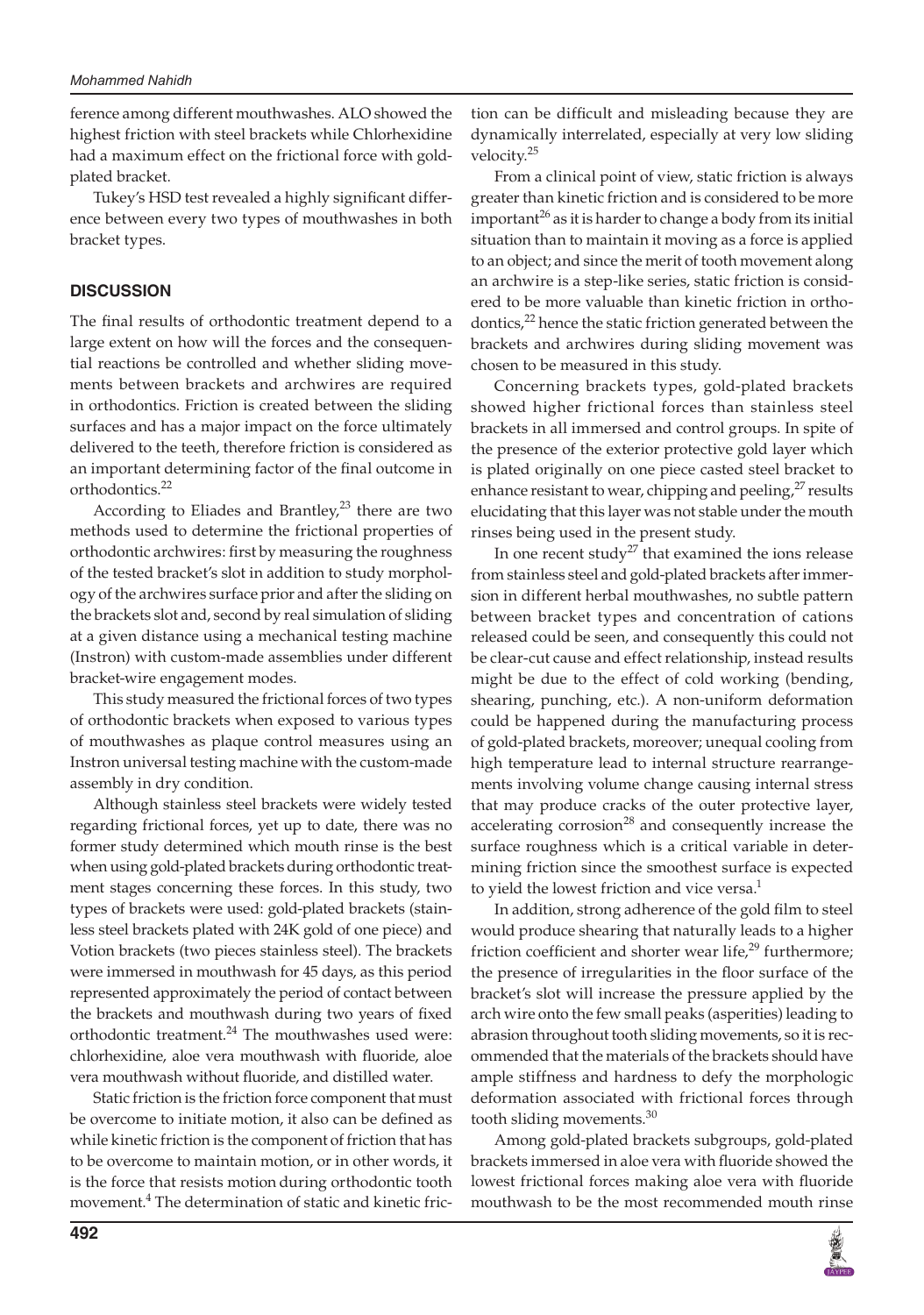ference among different mouthwashes. ALO showed the highest friction with steel brackets while Chlorhexidine had a maximum effect on the frictional force with gold-plated bracket.

Tukey's HSD test revealed a highly significant difference between every two types of mouthwashes in both bracket types.

## DISCUSSION

The final results of orthodontic treatment depend to a large extent on how will the forces and the consequential reactions be controlled and whether sliding movements between brackets and archwires are required in orthodontics. Friction is created between the sliding surfaces and has a major impact on the force ultimately delivered to the teeth, therefore friction is considered as an important determining factor of the final outcome in orthodontics.[22]

According to Eliades and Brantley,[23] there are two methods used to determine the frictional properties of orthodontic archwires: first by measuring the roughness of the tested bracket's slot in addition to study morphology of the archwires surface prior and after the sliding on the brackets slot and, second by real simulation of sliding at a given distance using a mechanical testing machine (Instron) with custom-made assemblies under different bracket-wire engagement modes.

This study measured the frictional forces of two types of orthodontic brackets when exposed to various types of mouthwashes as plaque control measures using an Instron universal testing machine with the custom-made assembly in dry condition.

Although stainless steel brackets were widely tested regarding frictional forces, yet up to date, there was no former study determined which mouth rinse is the best when using gold-plated brackets during orthodontic treatment stages concerning these forces. In this study, two types of brackets were used: gold-plated brackets (stainless steel brackets plated with 24K gold of one piece) and Votion brackets (two pieces stainless steel). The brackets were immersed in mouthwash for 45 days, as this period represented approximately the period of contact between the brackets and mouthwash during two years of fixed orthodontic treatment.[24] The mouthwashes used were: chlorhexidine, aloe vera mouthwash with fluoride, aloe vera mouthwash without fluoride, and distilled water.

Static friction is the friction force component that must be overcome to initiate motion, it also can be defined as while kinetic friction is the component of friction that has to be overcome to maintain motion, or in other words, it is the force that resists motion during orthodontic tooth movement.[4] The determination of static and kinetic friction can be difficult and misleading because they are dynamically interrelated, especially at very low sliding velocity.[25]

From a clinical point of view, static friction is always greater than kinetic friction and is considered to be more important[26] as it is harder to change a body from its initial situation than to maintain it moving as a force is applied to an object; and since the merit of tooth movement along an archwire is a step-like series, static friction is considered to be more valuable than kinetic friction in orthodontics,[22] hence the static friction generated between the brackets and archwires during sliding movement was chosen to be measured in this study.

Concerning brackets types, gold-plated brackets showed higher frictional forces than stainless steel brackets in all immersed and control groups. In spite of the presence of the exterior protective gold layer which is plated originally on one piece casted steel bracket to enhance resistant to wear, chipping and peeling,[27] results elucidating that this layer was not stable under the mouth rinses being used in the present study.

In one recent study[27] that examined the ions release from stainless steel and gold-plated brackets after immersion in different herbal mouthwashes, no subtle pattern between bracket types and concentration of cations released could be seen, and consequently this could not be clear-cut cause and effect relationship, instead results might be due to the effect of cold working (bending, shearing, punching, etc.). A non-uniform deformation could be happened during the manufacturing process of gold-plated brackets, moreover; unequal cooling from high temperature lead to internal structure rearrangements involving volume change causing internal stress that may produce cracks of the outer protective layer, accelerating corrosion[28] and consequently increase the surface roughness which is a critical variable in determining friction since the smoothest surface is expected to yield the lowest friction and vice versa.[1]

In addition, strong adherence of the gold film to steel would produce shearing that naturally leads to a higher friction coefficient and shorter wear life,[29] furthermore; the presence of irregularities in the floor surface of the bracket's slot will increase the pressure applied by the arch wire onto the few small peaks (asperities) leading to abrasion throughout tooth sliding movements, so it is recommended that the materials of the brackets should have ample stiffness and hardness to defy the morphologic deformation associated with frictional forces through tooth sliding movements.[30]

Among gold-plated brackets subgroups, gold-plated brackets immersed in aloe vera with fluoride showed the lowest frictional forces making aloe vera with fluoride mouthwash to be the most recommended mouth rinse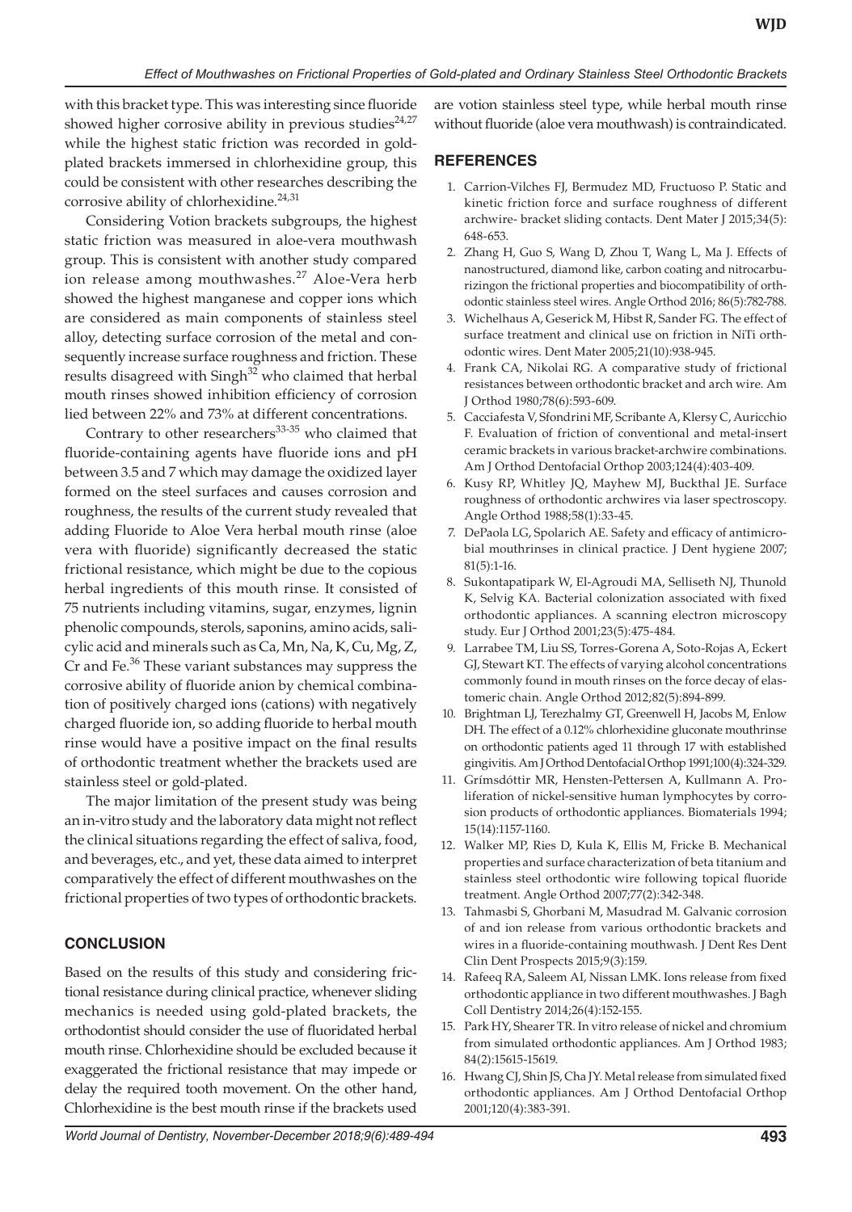with this bracket type. This was interesting since fluoride showed higher corrosive ability in previous studies[24,27] while the highest static friction was recorded in gold-plated brackets immersed in chlorhexidine group, this could be consistent with other researches describing the corrosive ability of chlorhexidine.[24,31]

Considering Votion brackets subgroups, the highest static friction was measured in aloe-vera mouthwash group. This is consistent with another study compared ion release among mouthwashes.[27] Aloe-Vera herb showed the highest manganese and copper ions which are considered as main components of stainless steel alloy, detecting surface corrosion of the metal and consequently increase surface roughness and friction. These results disagreed with Singh[32] who claimed that herbal mouth rinses showed inhibition efficiency of corrosion lied between 22% and 73% at different concentrations.

Contrary to other researchers[33-35] who claimed that fluoride-containing agents have fluoride ions and pH between 3.5 and 7 which may damage the oxidized layer formed on the steel surfaces and causes corrosion and roughness, the results of the current study revealed that adding Fluoride to Aloe Vera herbal mouth rinse (aloe vera with fluoride) significantly decreased the static frictional resistance, which might be due to the copious herbal ingredients of this mouth rinse. It consisted of 75 nutrients including vitamins, sugar, enzymes, lignin phenolic compounds, sterols, saponins, amino acids, salicylic acid and minerals such as Ca, Mn, Na, K, Cu, Mg, Z, Cr and Fe.[36] These variant substances may suppress the corrosive ability of fluoride anion by chemical combination of positively charged ions (cations) with negatively charged fluoride ion, so adding fluoride to herbal mouth rinse would have a positive impact on the final results of orthodontic treatment whether the brackets used are stainless steel or gold-plated.

The major limitation of the present study was being an in-vitro study and the laboratory data might not reflect the clinical situations regarding the effect of saliva, food, and beverages, etc., and yet, these data aimed to interpret comparatively the effect of different mouthwashes on the frictional properties of two types of orthodontic brackets.

## CONCLUSION

Based on the results of this study and considering frictional resistance during clinical practice, whenever sliding mechanics is needed using gold-plated brackets, the orthodontist should consider the use of fluoridated herbal mouth rinse. Chlorhexidine should be excluded because it exaggerated the frictional resistance that may impede or delay the required tooth movement. On the other hand, Chlorhexidine is the best mouth rinse if the brackets used are votion stainless steel type, while herbal mouth rinse without fluoride (aloe vera mouthwash) is contraindicated.

## REFERENCES

1. Carrion-Vilches FJ, Bermudez MD, Fructuoso P. Static and kinetic friction force and surface roughness of different archwire- bracket sliding contacts. Dent Mater J 2015;34(5): 648-653.
2. Zhang H, Guo S, Wang D, Zhou T, Wang L, Ma J. Effects of nanostructured, diamond like, carbon coating and nitrocarburizingon the frictional properties and biocompatibility of orthodontic stainless steel wires. Angle Orthod 2016; 86(5):782-788.
3. Wichelhaus A, Geserick M, Hibst R, Sander FG. The effect of surface treatment and clinical use on friction in NiTi orthodontic wires. Dent Mater 2005;21(10):938-945.
4. Frank CA, Nikolai RG. A comparative study of frictional resistances between orthodontic bracket and arch wire. Am J Orthod 1980;78(6):593-609.
5. Cacciafesta V, Sfondrini MF, Scribante A, Klersy C, Auricchio F. Evaluation of friction of conventional and metal-insert ceramic brackets in various bracket-archwire combinations. Am J Orthod Dentofacial Orthop 2003;124(4):403-409.
6. Kusy RP, Whitley JQ, Mayhew MJ, Buckthal JE. Surface roughness of orthodontic archwires via laser spectroscopy. Angle Orthod 1988;58(1):33-45.
7. DePaola LG, Spolarich AE. Safety and efficacy of antimicrobial mouthrinses in clinical practice. J Dent hygiene 2007; 81(5):1-16.
8. Sukontapatipark W, El-Agroudi MA, Selliseth NJ, Thunold K, Selvig KA. Bacterial colonization associated with fixed orthodontic appliances. A scanning electron microscopy study. Eur J Orthod 2001;23(5):475-484.
9. Larrabee TM, Liu SS, Torres-Gorena A, Soto-Rojas A, Eckert GJ, Stewart KT. The effects of varying alcohol concentrations commonly found in mouth rinses on the force decay of elastomeric chain. Angle Orthod 2012;82(5):894-899.
10. Brightman LJ, Terezhalmy GT, Greenwell H, Jacobs M, Enlow DH. The effect of a 0.12% chlorhexidine gluconate mouthrinse on orthodontic patients aged 11 through 17 with established gingivitis. Am J Orthod Dentofacial Orthop 1991;100(4):324-329.
11. Grímsdóttir MR, Hensten-Pettersen A, Kullmann A. Proliferation of nickel-sensitive human lymphocytes by corrosion products of orthodontic appliances. Biomaterials 1994; 15(14):1157-1160.
12. Walker MP, Ries D, Kula K, Ellis M, Fricke B. Mechanical properties and surface characterization of beta titanium and stainless steel orthodontic wire following topical fluoride treatment. Angle Orthod 2007;77(2):342-348.
13. Tahmasbi S, Ghorbani M, Masudrad M. Galvanic corrosion of and ion release from various orthodontic brackets and wires in a fluoride-containing mouthwash. J Dent Res Dent Clin Dent Prospects 2015;9(3):159.
14. Rafeeq RA, Saleem AI, Nissan LMK. Ions release from fixed orthodontic appliance in two different mouthwashes. J Bagh Coll Dentistry 2014;26(4):152-155.
15. Park HY, Shearer TR. In vitro release of nickel and chromium from simulated orthodontic appliances. Am J Orthod 1983; 84(2):15615-15619.
16. Hwang CJ, Shin JS, Cha JY. Metal release from simulated fixed orthodontic appliances. Am J Orthod Dentofacial Orthop 2001;120(4):383-391.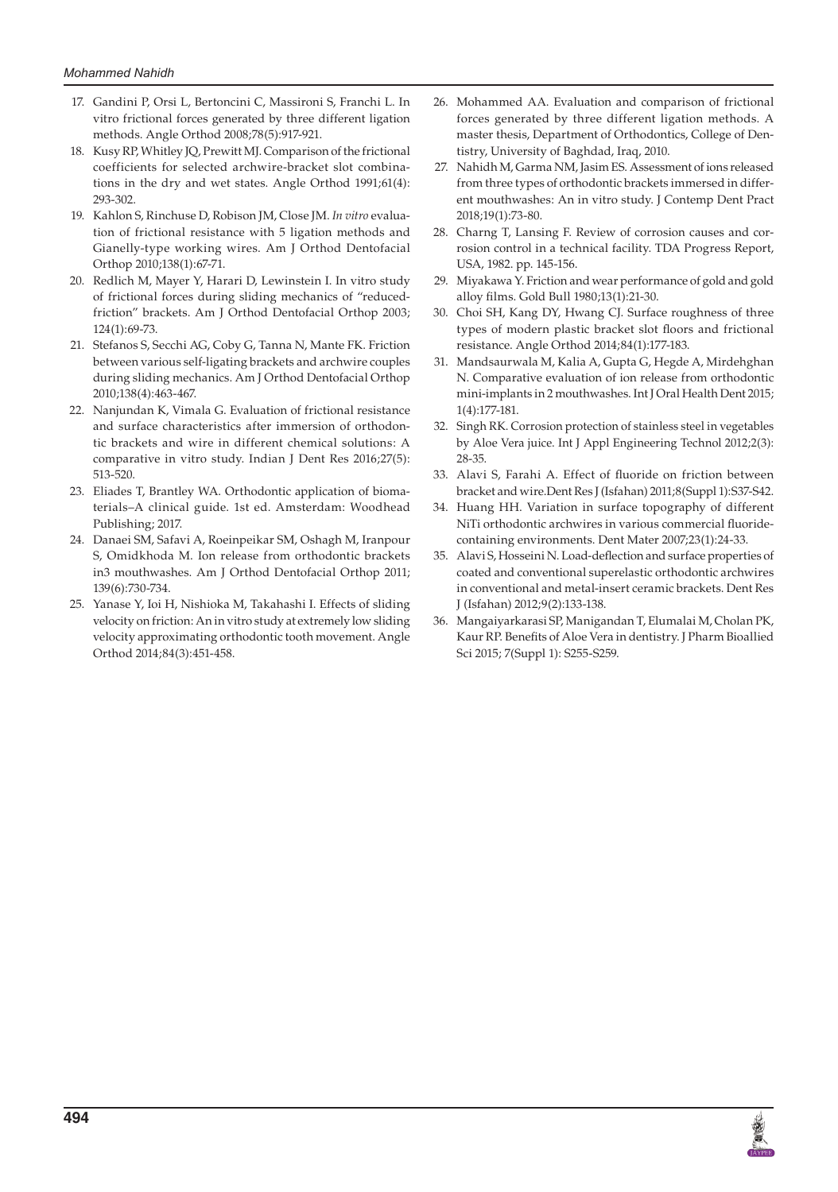17. Gandini P, Orsi L, Bertoncini C, Massironi S, Franchi L. In vitro frictional forces generated by three different ligation methods. Angle Orthod 2008;78(5):917-921.
18. Kusy RP, Whitley JQ, Prewitt MJ. Comparison of the frictional coefficients for selected archwire-bracket slot combinations in the dry and wet states. Angle Orthod 1991;61(4): 293-302.
19. Kahlon S, Rinchuse D, Robison JM, Close JM. *In vitro* evaluation of frictional resistance with 5 ligation methods and Gianelly-type working wires. Am J Orthod Dentofacial Orthop 2010;138(1):67-71.
20. Redlich M, Mayer Y, Harari D, Lewinstein I. In vitro study of frictional forces during sliding mechanics of "reduced-friction" brackets. Am J Orthod Dentofacial Orthop 2003; 124(1):69-73.
21. Stefanos S, Secchi AG, Coby G, Tanna N, Mante FK. Friction between various self-ligating brackets and archwire couples during sliding mechanics. Am J Orthod Dentofacial Orthop 2010;138(4):463-467.
22. Nanjundan K, Vimala G. Evaluation of frictional resistance and surface characteristics after immersion of orthodontic brackets and wire in different chemical solutions: A comparative in vitro study. Indian J Dent Res 2016;27(5): 513-520.
23. Eliades T, Brantley WA. Orthodontic application of biomaterials–A clinical guide. 1st ed. Amsterdam: Woodhead Publishing; 2017.
24. Danaei SM, Safavi A, Roeinpeikar SM, Oshagh M, Iranpour S, Omidkhoda M. Ion release from orthodontic brackets in3 mouthwashes. Am J Orthod Dentofacial Orthop 2011; 139(6):730-734.
25. Yanase Y, Ioi H, Nishioka M, Takahashi I. Effects of sliding velocity on friction: An in vitro study at extremely low sliding velocity approximating orthodontic tooth movement. Angle Orthod 2014;84(3):451-458.
26. Mohammed AA. Evaluation and comparison of frictional forces generated by three different ligation methods. A master thesis, Department of Orthodontics, College of Dentistry, University of Baghdad, Iraq, 2010.
27. Nahidh M, Garma NM, Jasim ES. Assessment of ions released from three types of orthodontic brackets immersed in different mouthwashes: An in vitro study. J Contemp Dent Pract 2018;19(1):73-80.
28. Charng T, Lansing F. Review of corrosion causes and corrosion control in a technical facility. TDA Progress Report, USA, 1982. pp. 145-156.
29. Miyakawa Y. Friction and wear performance of gold and gold alloy films. Gold Bull 1980;13(1):21-30.
30. Choi SH, Kang DY, Hwang CJ. Surface roughness of three types of modern plastic bracket slot floors and frictional resistance. Angle Orthod 2014;84(1):177-183.
31. Mandsaurwala M, Kalia A, Gupta G, Hegde A, Mirdehghan N. Comparative evaluation of ion release from orthodontic mini-implants in 2 mouthwashes. Int J Oral Health Dent 2015; 1(4):177-181.
32. Singh RK. Corrosion protection of stainless steel in vegetables by Aloe Vera juice. Int J Appl Engineering Technol 2012;2(3): 28-35.
33. Alavi S, Farahi A. Effect of fluoride on friction between bracket and wire.Dent Res J (Isfahan) 2011;8(Suppl 1):S37-S42.
34. Huang HH. Variation in surface topography of different NiTi orthodontic archwires in various commercial fluoride-containing environments. Dent Mater 2007;23(1):24-33.
35. Alavi S, Hosseini N. Load-deflection and surface properties of coated and conventional superelastic orthodontic archwires in conventional and metal-insert ceramic brackets. Dent Res J (Isfahan) 2012;9(2):133-138.
36. Mangaiyarkarasi SP, Manigandan T, Elumalai M, Cholan PK, Kaur RP. Benefits of Aloe Vera in dentistry. J Pharm Bioallied Sci 2015; 7(Suppl 1): S255-S259.